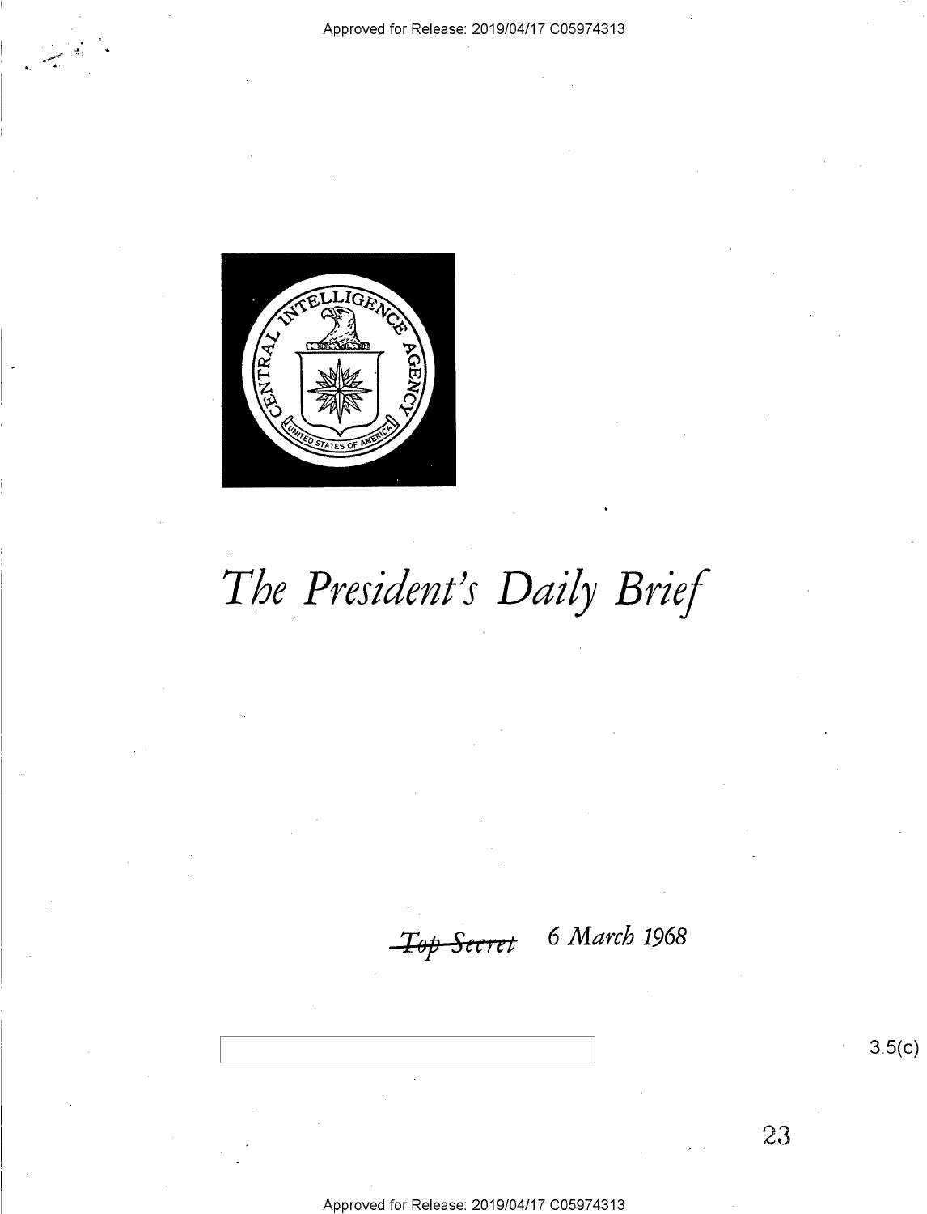# The President's Daily Brief

~~Top Secret~~ 6 March 1968

3.5(c)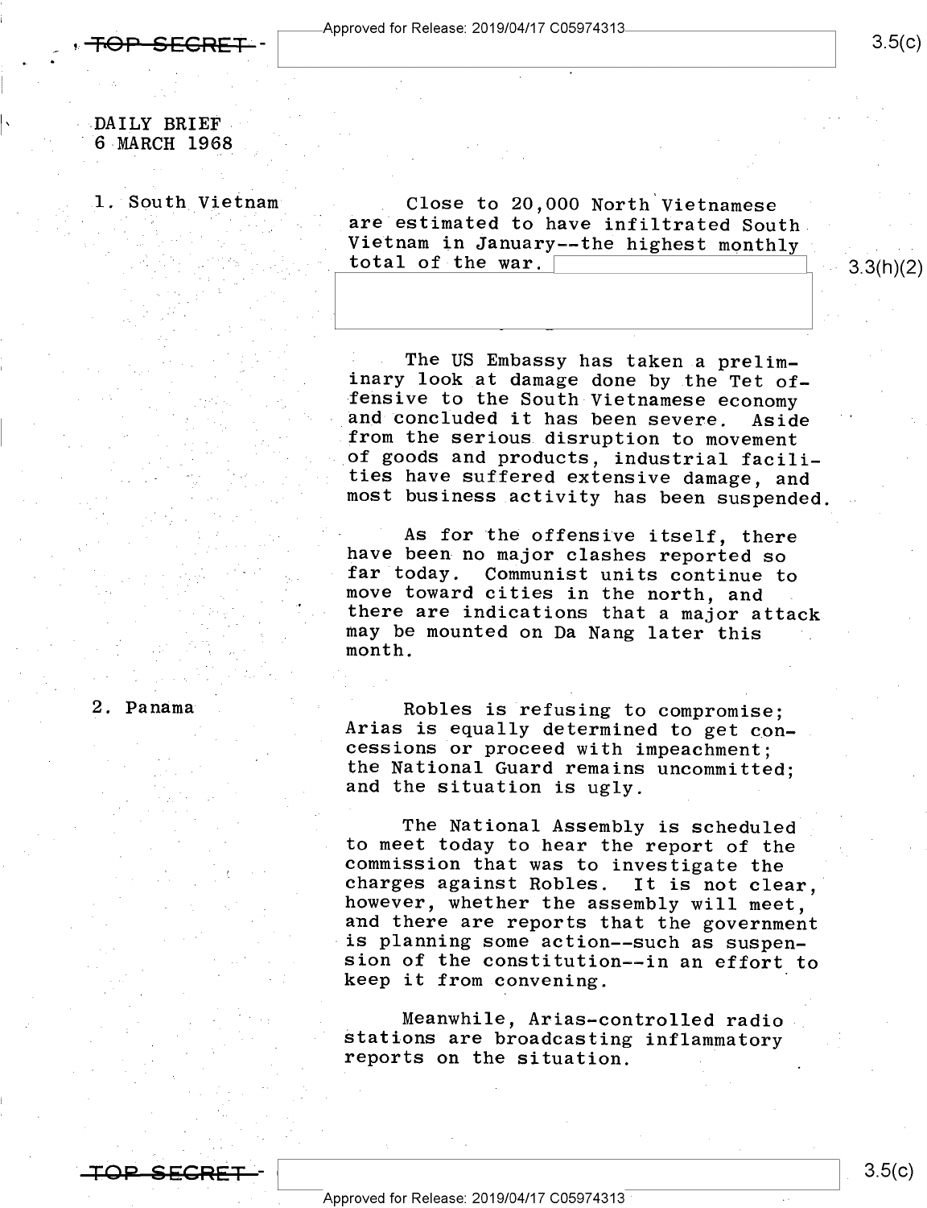DAILY BRIEF
6 MARCH 1968

1. South Vietnam

Close to 20,000 North Vietnamese are estimated to have infiltrated South Vietnam in January--the highest monthly total of the war.

The US Embassy has taken a preliminary look at damage done by the Tet offensive to the South Vietnamese economy and concluded it has been severe. Aside from the serious disruption to movement of goods and products, industrial facilities have suffered extensive damage, and most business activity has been suspended.

As for the offensive itself, there have been no major clashes reported so far today. Communist units continue to move toward cities in the north, and there are indications that a major attack may be mounted on Da Nang later this month.

2. Panama

Robles is refusing to compromise; Arias is equally determined to get concessions or proceed with impeachment; the National Guard remains uncommitted; and the situation is ugly.

The National Assembly is scheduled to meet today to hear the report of the commission that was to investigate the charges against Robles. It is not clear, however, whether the assembly will meet, and there are reports that the government is planning some action--such as suspension of the constitution--in an effort to keep it from convening.

Meanwhile, Arias-controlled radio stations are broadcasting inflammatory reports on the situation.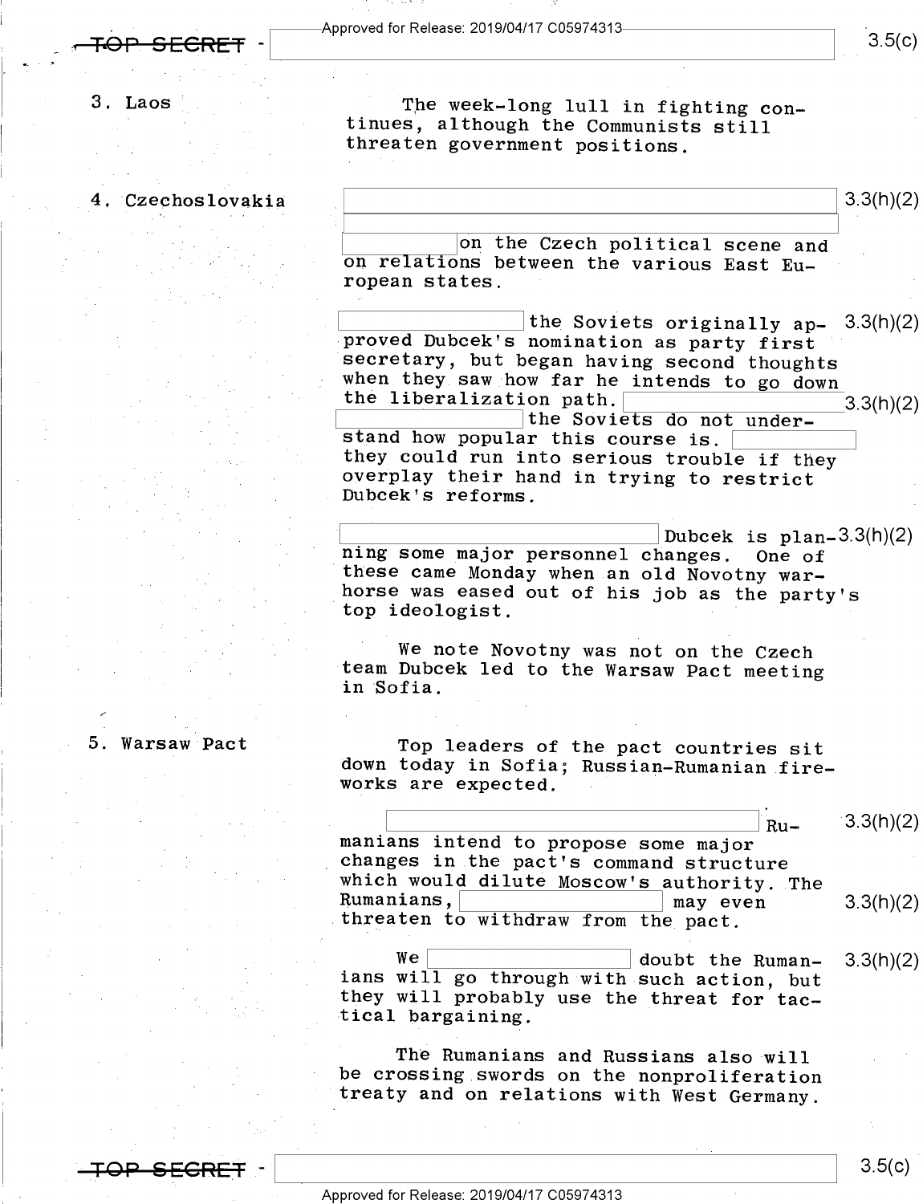3\. Laos

The week-long lull in fighting continues, although the Communists still threaten government positions.

4\. Czechoslovakia

[redacted] 3.3(h)(2)

[redacted] on the Czech political scene and on relations between the various East European states.

[redacted] the Soviets originally approved Dubcek's nomination as party first secretary, but began having second thoughts when they saw how far he intends to go down the liberalization path. [redacted] the Soviets do not understand how popular this course is. [redacted] they could run into serious trouble if they overplay their hand in trying to restrict Dubcek's reforms. 3.3(h)(2)

[redacted] Dubcek is planning some major personnel changes. One of these came Monday when an old Novotny warhorse was eased out of his job as the party's top ideologist. 3.3(h)(2)

We note Novotny was not on the Czech team Dubcek led to the Warsaw Pact meeting in Sofia.

5\. Warsaw Pact

Top leaders of the pact countries sit down today in Sofia; Russian-Rumanian fireworks are expected.

[redacted] Rumanians intend to propose some major changes in the pact's command structure which would dilute Moscow's authority. The Rumanians, [redacted] may even threaten to withdraw from the pact. 3.3(h)(2)

We [redacted] doubt the Rumanians will go through with such action, but they will probably use the threat for tactical bargaining. 3.3(h)(2)

The Rumanians and Russians also will be crossing swords on the nonproliferation treaty and on relations with West Germany.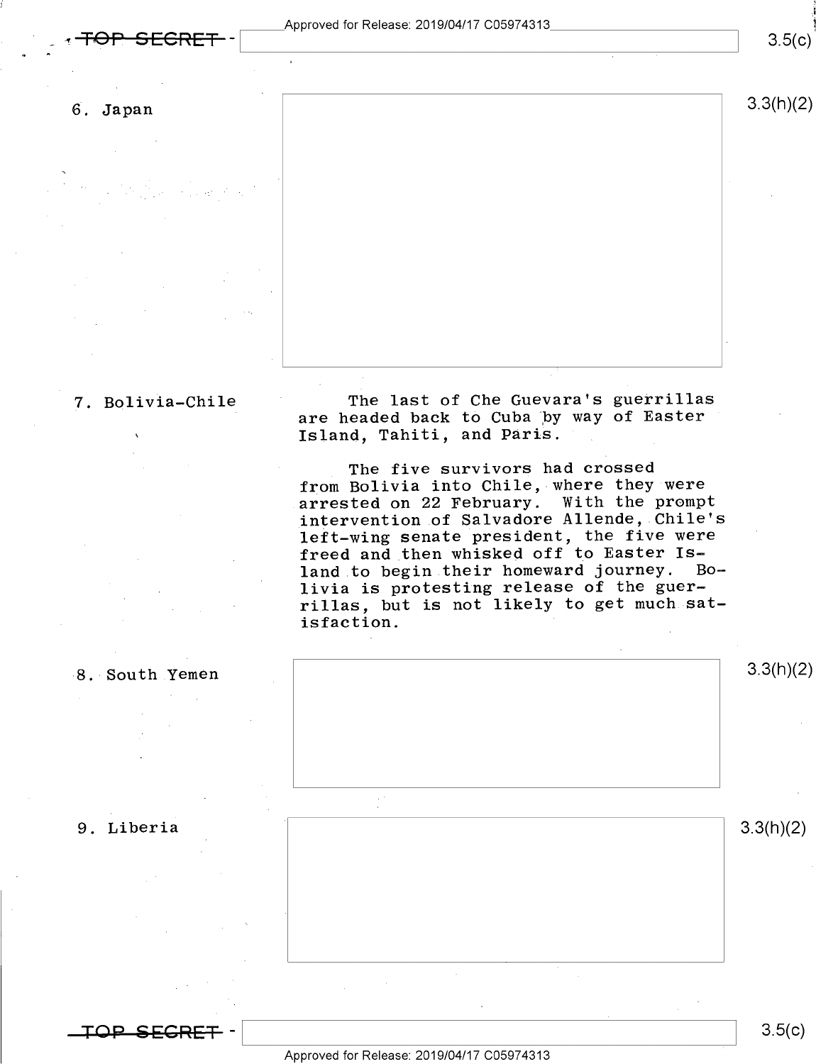6. Japan

3.3(h)(2)

7. Bolivia-Chile

The last of Che Guevara's guerrillas are headed back to Cuba by way of Easter Island, Tahiti, and Paris.

The five survivors had crossed from Bolivia into Chile, where they were arrested on 22 February. With the prompt intervention of Salvadore Allende, Chile's left-wing senate president, the five were freed and then whisked off to Easter Island to begin their homeward journey. Bolivia is protesting release of the guerrillas, but is not likely to get much satisfaction.

8. South Yemen

3.3(h)(2)

9. Liberia

3.3(h)(2)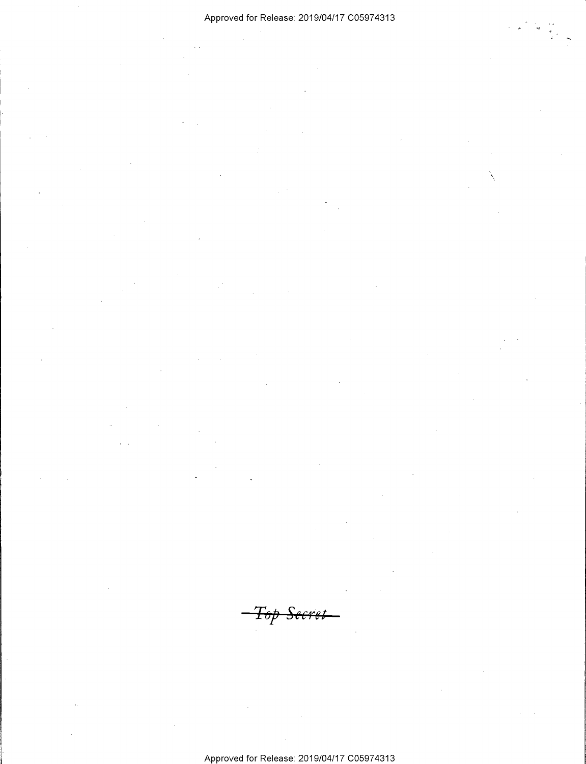~~Top Secret~~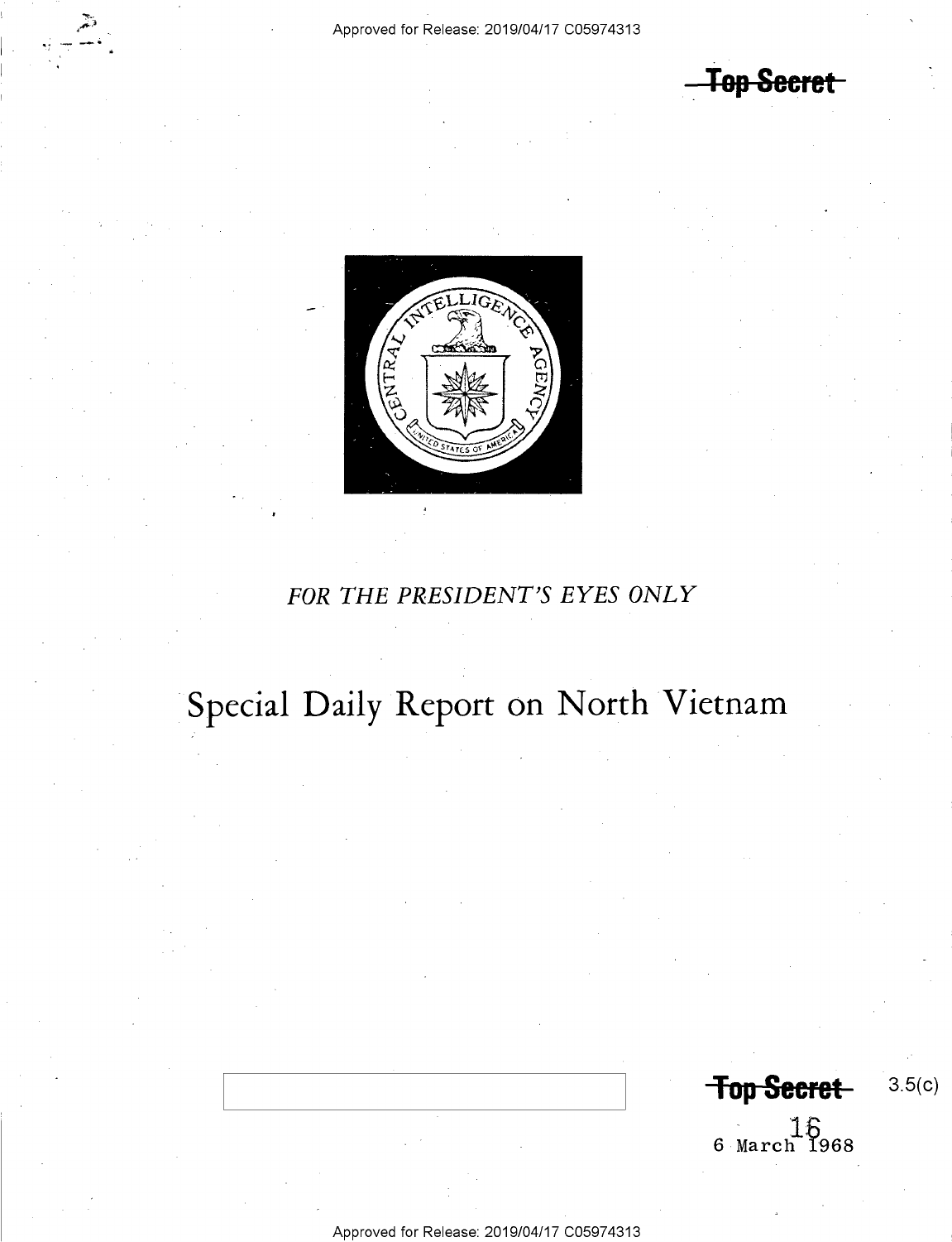Top Secret

FOR THE PRESIDENT'S EYES ONLY

# Special Daily Report on North Vietnam

Top Secret

3.5(c)

16

6 March 1968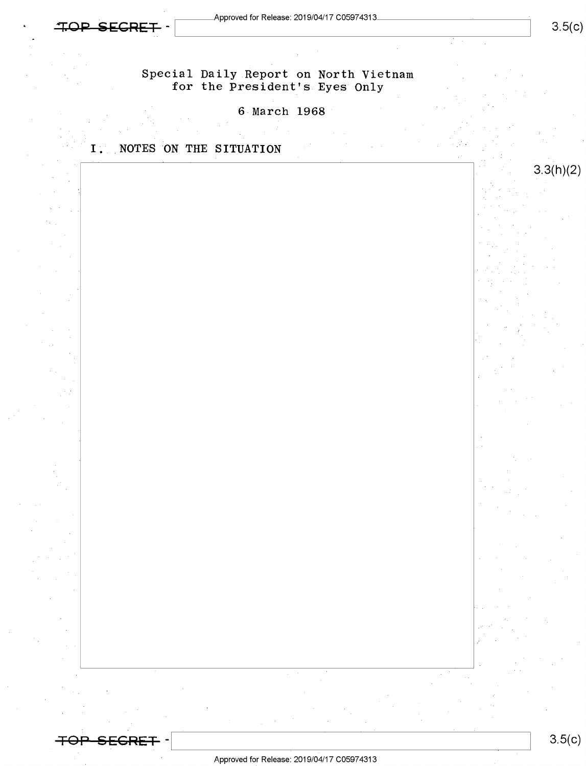TOP SECRET

Special Daily Report on North Vietnam
for the President's Eyes Only

6 March 1968

## I. NOTES ON THE SITUATION

3.3(h)(2)

TOP SECRET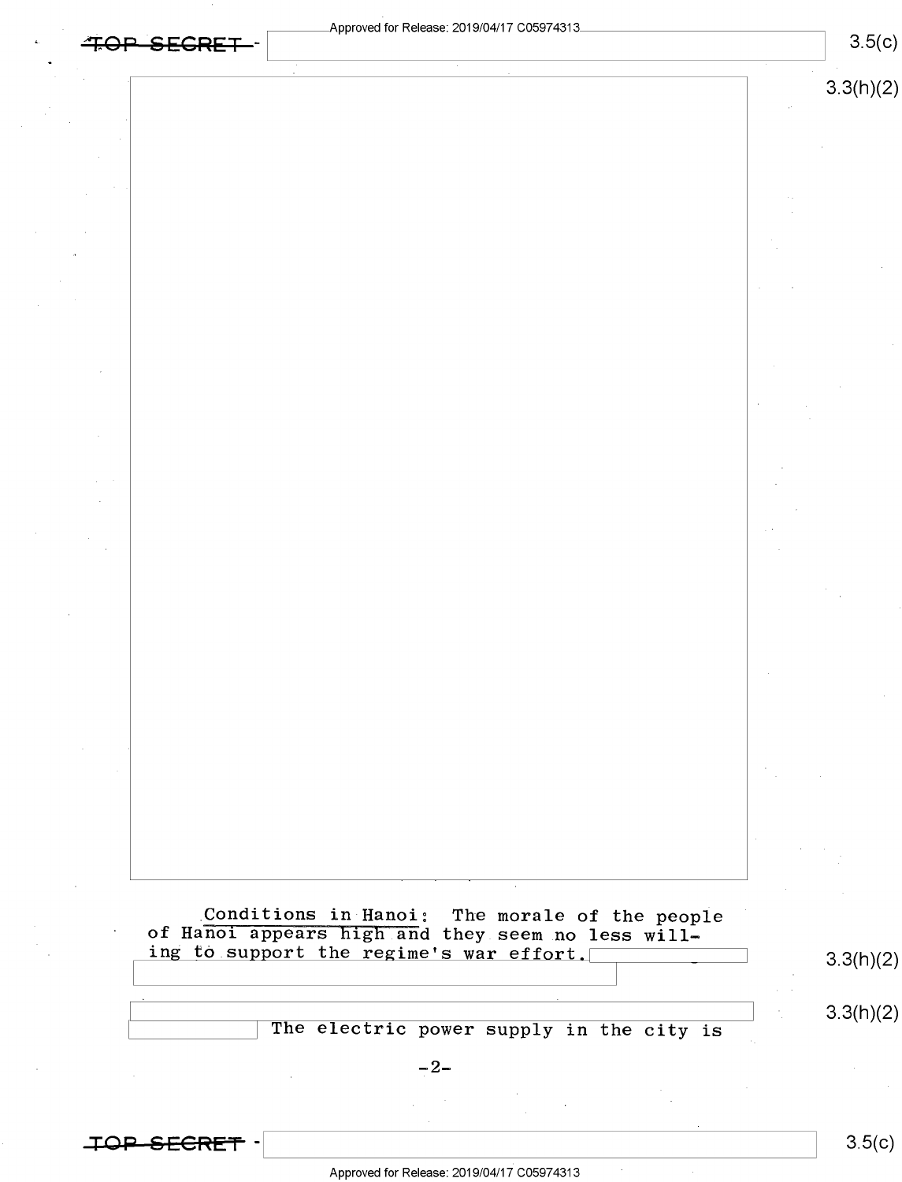Conditions in Hanoi: The morale of the people of Hanoi appears high and they seem no less willing to support the regime's war effort.

The electric power supply in the city is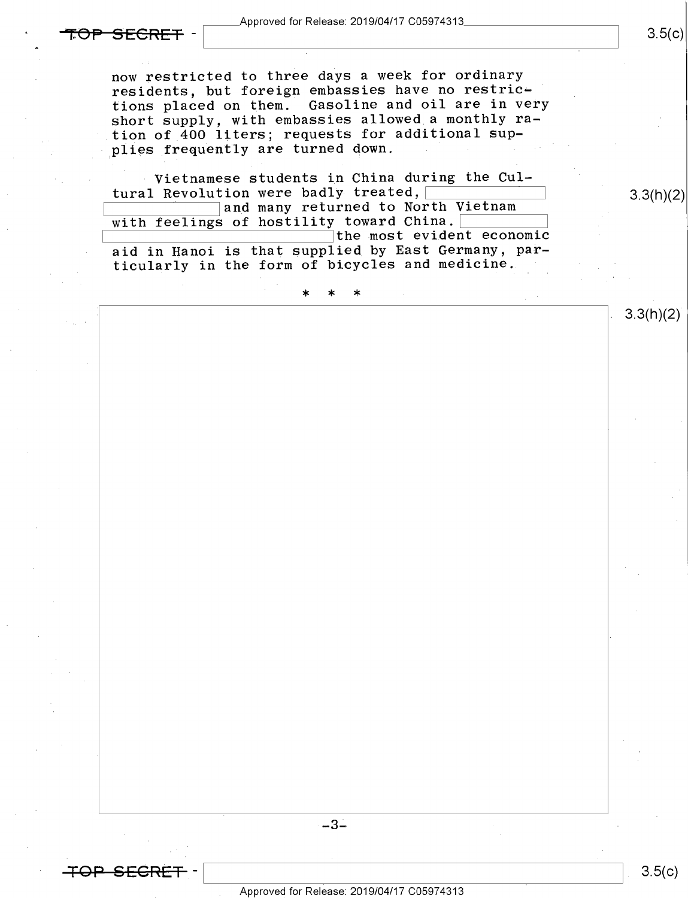now restricted to three days a week for ordinary residents, but foreign embassies have no restrictions placed on them. Gasoline and oil are in very short supply, with embassies allowed a monthly ration of 400 liters; requests for additional supplies frequently are turned down.

Vietnamese students in China during the Cultural Revolution were badly treated, [redacted] and many returned to North Vietnam with feelings of hostility toward China. [redacted] the most evident economic aid in Hanoi is that supplied by East Germany, particularly in the form of bicycles and medicine.

\* \* \*

[redacted]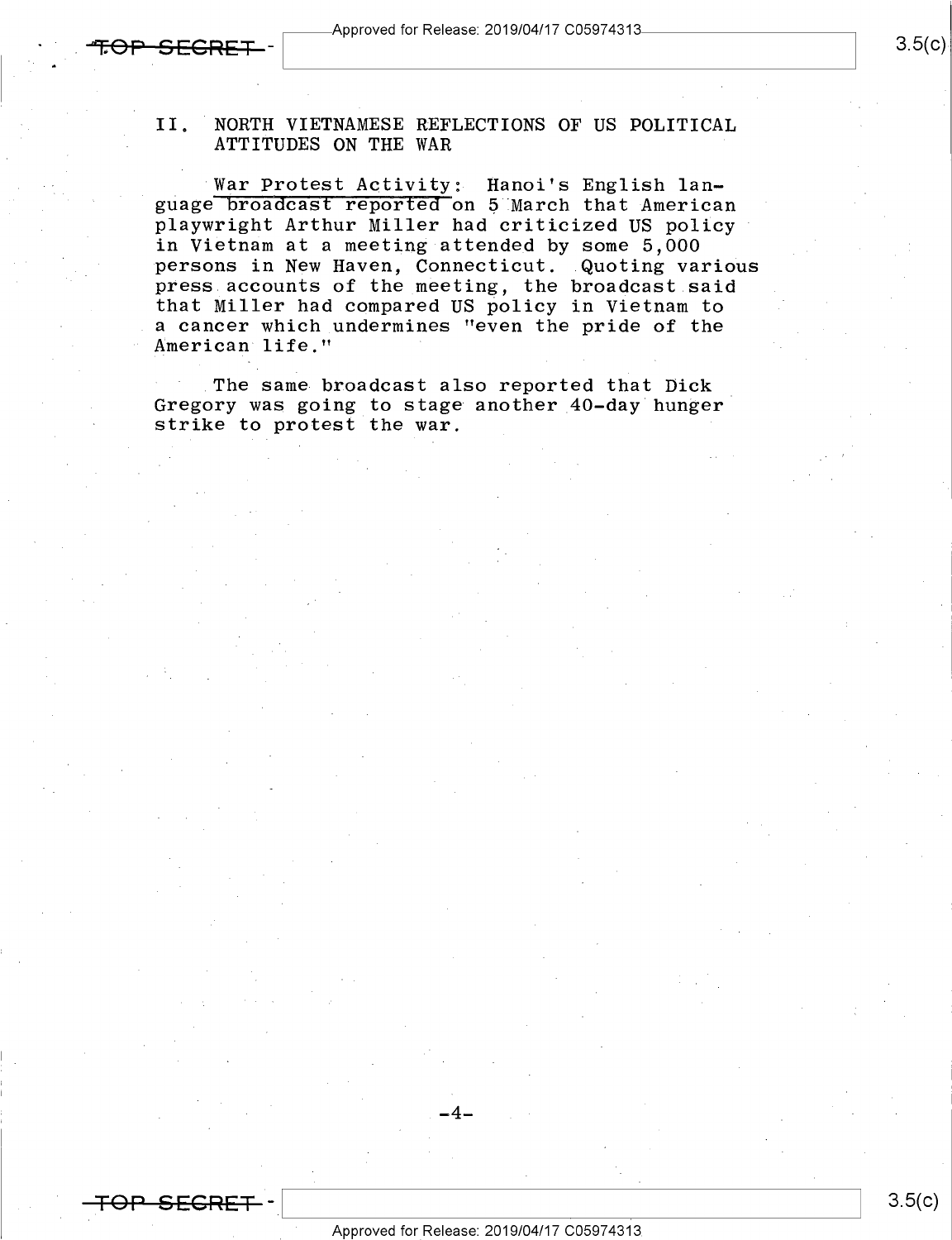## II. NORTH VIETNAMESE REFLECTIONS OF US POLITICAL ATTITUDES ON THE WAR

War Protest Activity: Hanoi's English language broadcast reported on 5 March that American playwright Arthur Miller had criticized US policy in Vietnam at a meeting attended by some 5,000 persons in New Haven, Connecticut. Quoting various press accounts of the meeting, the broadcast said that Miller had compared US policy in Vietnam to a cancer which undermines "even the pride of the American life."

The same broadcast also reported that Dick Gregory was going to stage another 40-day hunger strike to protest the war.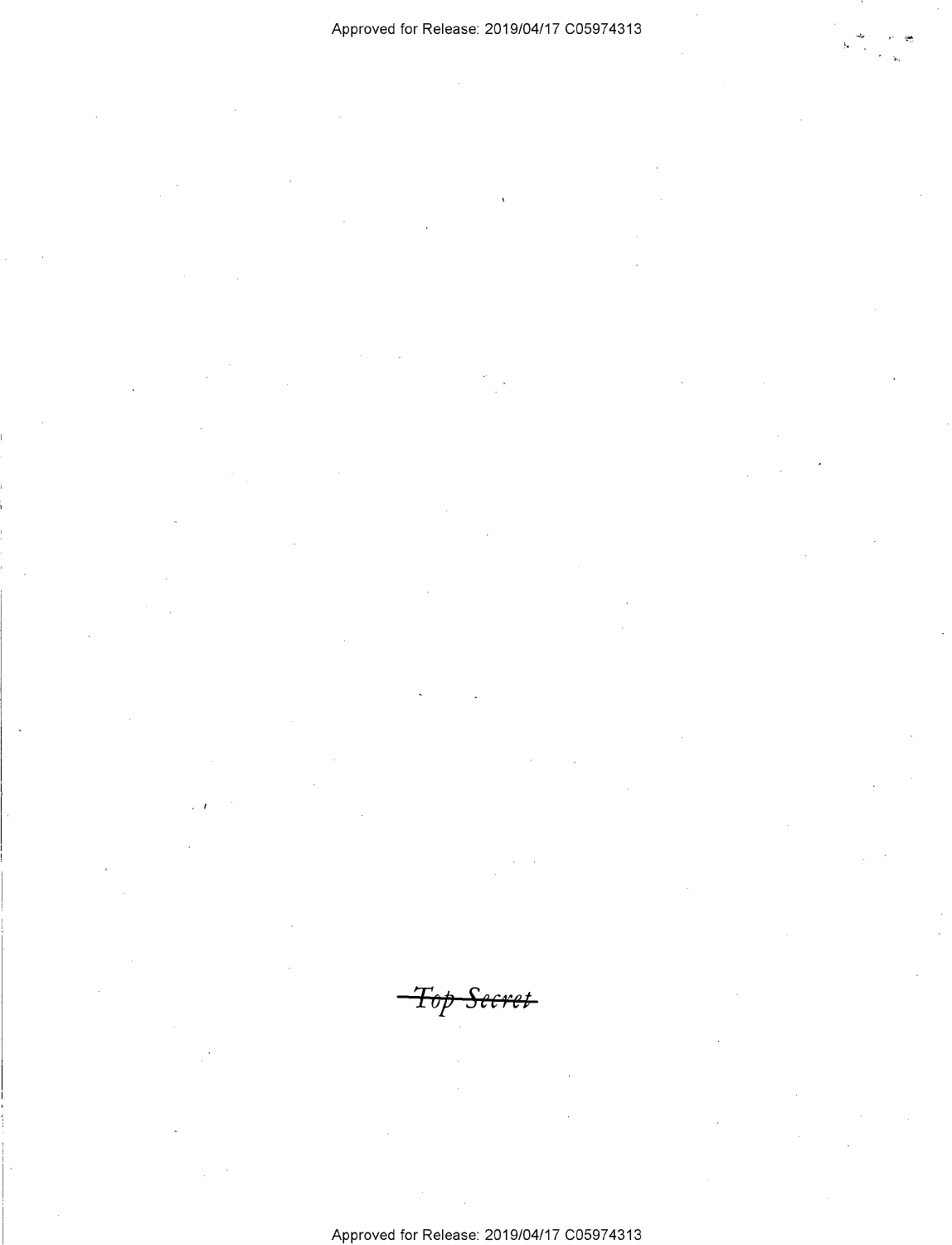~~Top Secret~~